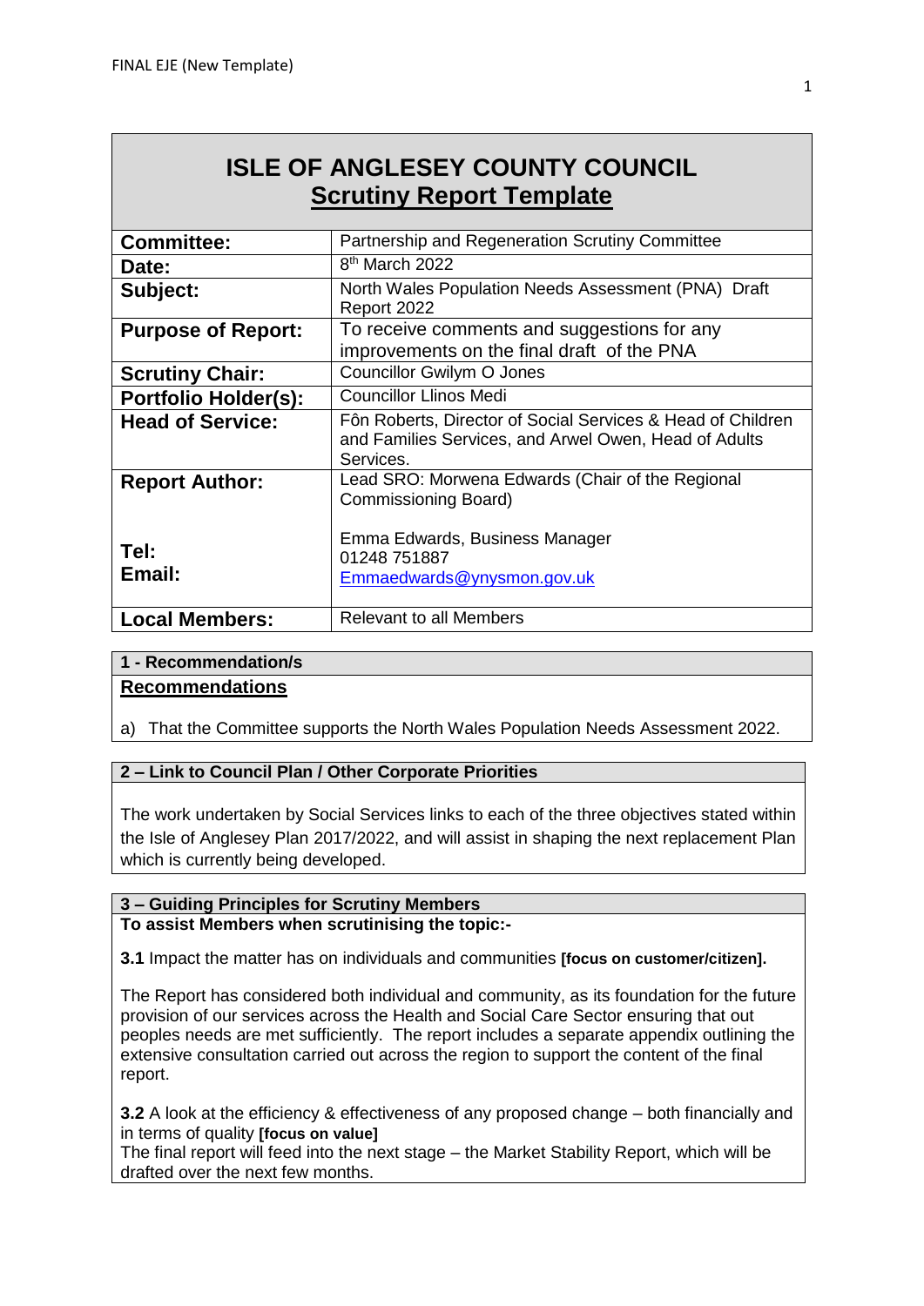FINAL EJE (New Template)

# ISLE OF ANGLESEY COUNTY COUNCIL
## Scrutiny Report Template

| | |
|---|---|
| **Committee:** | Partnership and Regeneration Scrutiny Committee |
| **Date:** | 8th March 2022 |
| **Subject:** | North Wales Population Needs Assessment (PNA) Draft Report 2022 |
| **Purpose of Report:** | To receive comments and suggestions for any improvements on the final draft of the PNA |
| **Scrutiny Chair:** | Councillor Gwilym O Jones |
| **Portfolio Holder(s):** | Councillor Llinos Medi |
| **Head of Service:** | Fôn Roberts, Director of Social Services & Head of Children and Families Services, and Arwel Owen, Head of Adults Services. |
| **Report Author:**<br><br>**Tel:**<br>**Email:** | Lead SRO: Morwena Edwards (Chair of the Regional Commissioning Board)<br><br>Emma Edwards, Business Manager<br>01248 751887<br>Emmaedwards@ynysmon.gov.uk |
| **Local Members:** | Relevant to all Members |

### 1 - Recommendation/s

**Recommendations**

a) That the Committee supports the North Wales Population Needs Assessment 2022.

### 2 – Link to Council Plan / Other Corporate Priorities

The work undertaken by Social Services links to each of the three objectives stated within the Isle of Anglesey Plan 2017/2022, and will assist in shaping the next replacement Plan which is currently being developed.

### 3 – Guiding Principles for Scrutiny Members

**To assist Members when scrutinising the topic:-**

**3.1** Impact the matter has on individuals and communities **[focus on customer/citizen].**

The Report has considered both individual and community, as its foundation for the future provision of our services across the Health and Social Care Sector ensuring that out peoples needs are met sufficiently. The report includes a separate appendix outlining the extensive consultation carried out across the region to support the content of the final report.

**3.2** A look at the efficiency & effectiveness of any proposed change – both financially and in terms of quality **[focus on value]**

The final report will feed into the next stage – the Market Stability Report, which will be drafted over the next few months.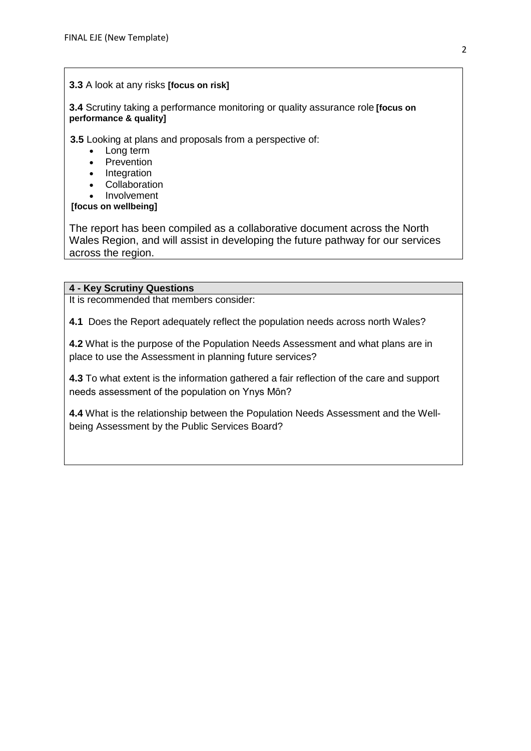**3.3** A look at any risks **[focus on risk]**

**3.4** Scrutiny taking a performance monitoring or quality assurance role **[focus on performance & quality]**

**3.5** Looking at plans and proposals from a perspective of:

- Long term
- Prevention
- Integration
- Collaboration
- Involvement

**[focus on wellbeing]**

The report has been compiled as a collaborative document across the North Wales Region, and will assist in developing the future pathway for our services across the region.

## 4 - Key Scrutiny Questions

It is recommended that members consider:

**4.1** Does the Report adequately reflect the population needs across north Wales?

**4.2** What is the purpose of the Population Needs Assessment and what plans are in place to use the Assessment in planning future services?

**4.3** To what extent is the information gathered a fair reflection of the care and support needs assessment of the population on Ynys Môn?

**4.4** What is the relationship between the Population Needs Assessment and the Well-being Assessment by the Public Services Board?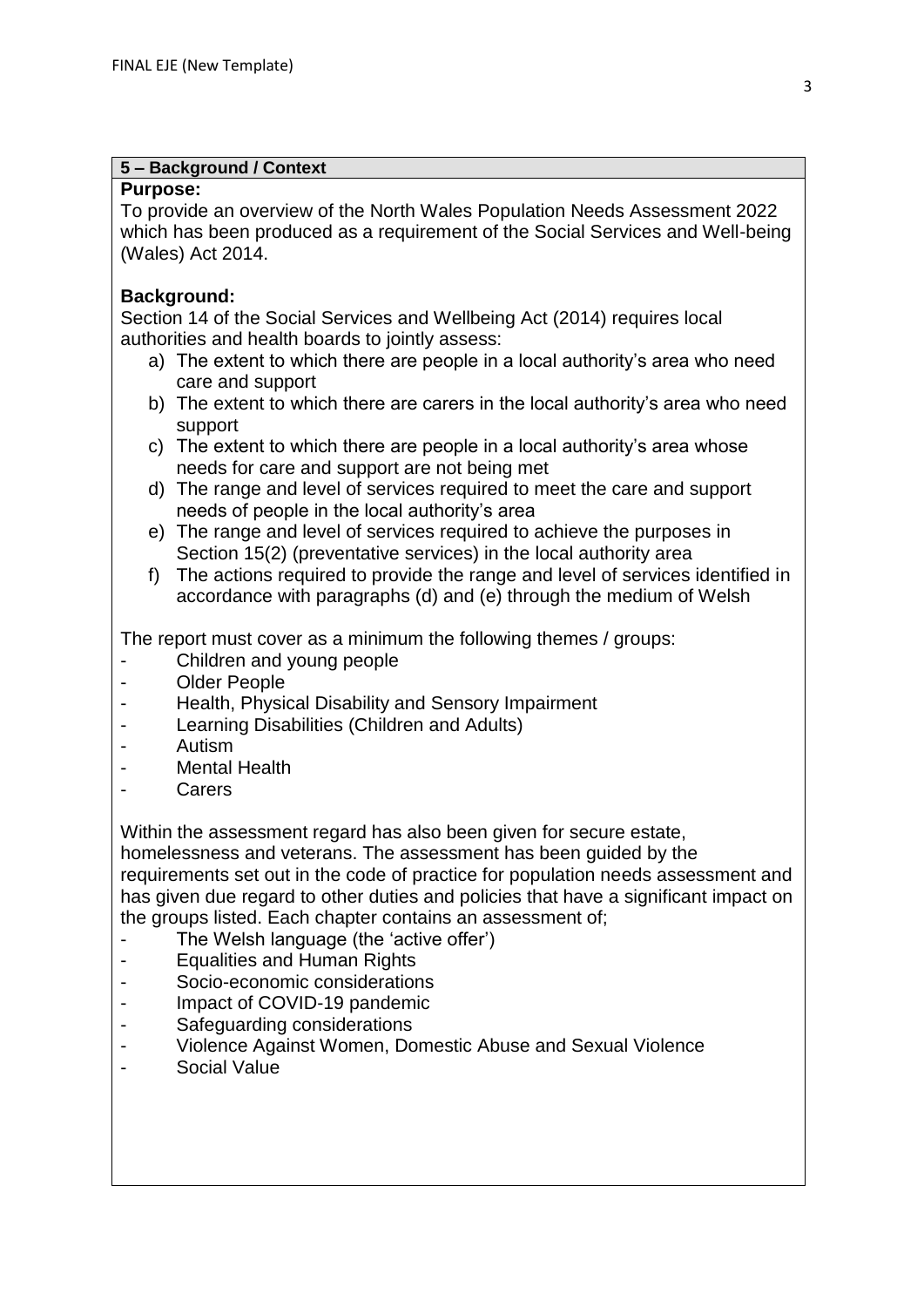## 5 – Background / Context

**Purpose:**

To provide an overview of the North Wales Population Needs Assessment 2022 which has been produced as a requirement of the Social Services and Well-being (Wales) Act 2014.

**Background:**

Section 14 of the Social Services and Wellbeing Act (2014) requires local authorities and health boards to jointly assess:

a) The extent to which there are people in a local authority's area who need care and support
b) The extent to which there are carers in the local authority's area who need support
c) The extent to which there are people in a local authority's area whose needs for care and support are not being met
d) The range and level of services required to meet the care and support needs of people in the local authority's area
e) The range and level of services required to achieve the purposes in Section 15(2) (preventative services) in the local authority area
f) The actions required to provide the range and level of services identified in accordance with paragraphs (d) and (e) through the medium of Welsh

The report must cover as a minimum the following themes / groups:

- Children and young people
- Older People
- Health, Physical Disability and Sensory Impairment
- Learning Disabilities (Children and Adults)
- Autism
- Mental Health
- Carers

Within the assessment regard has also been given for secure estate, homelessness and veterans. The assessment has been guided by the requirements set out in the code of practice for population needs assessment and has given due regard to other duties and policies that have a significant impact on the groups listed. Each chapter contains an assessment of;

- The Welsh language (the 'active offer')
- Equalities and Human Rights
- Socio-economic considerations
- Impact of COVID-19 pandemic
- Safeguarding considerations
- Violence Against Women, Domestic Abuse and Sexual Violence
- Social Value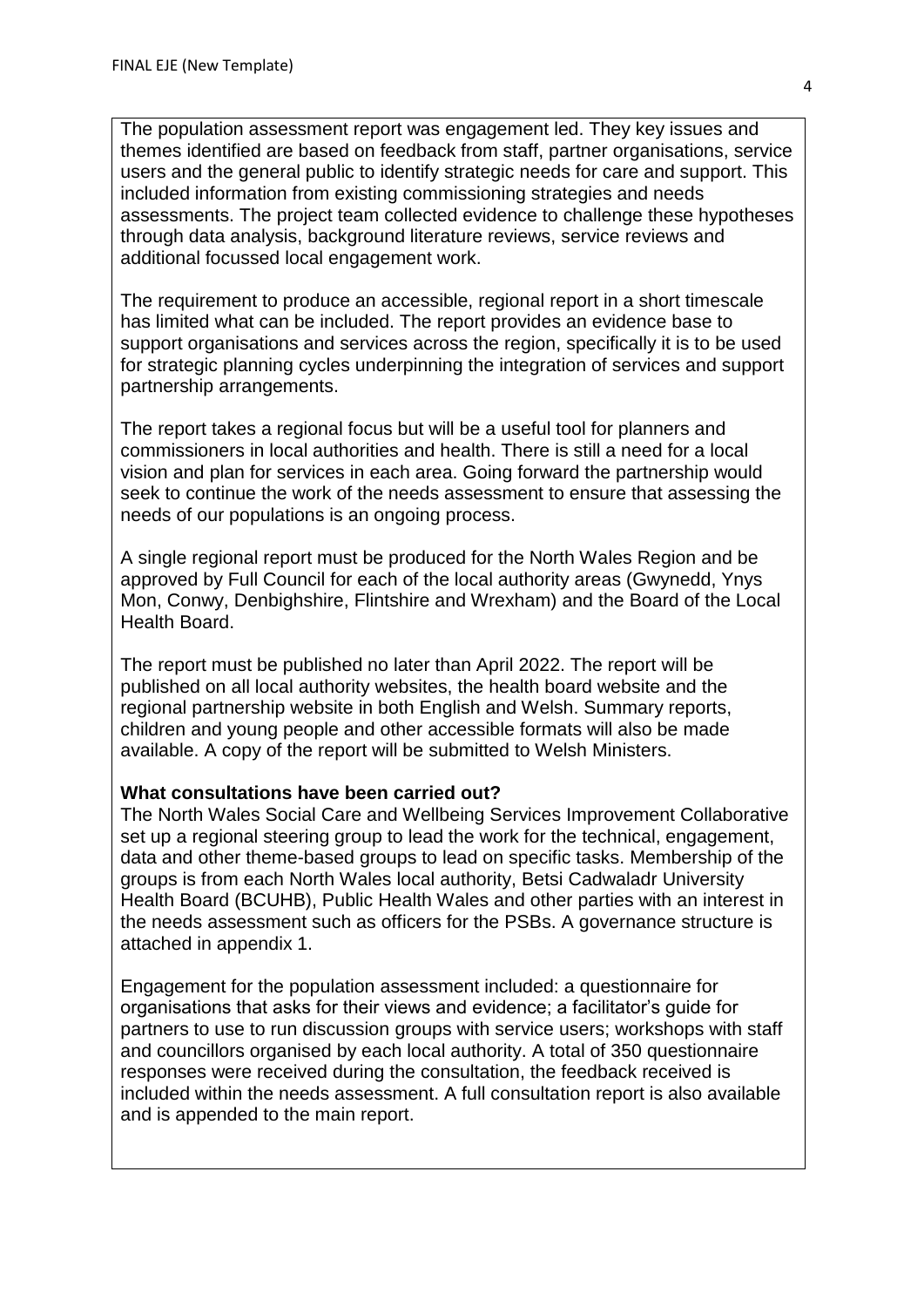The population assessment report was engagement led. They key issues and themes identified are based on feedback from staff, partner organisations, service users and the general public to identify strategic needs for care and support. This included information from existing commissioning strategies and needs assessments. The project team collected evidence to challenge these hypotheses through data analysis, background literature reviews, service reviews and additional focussed local engagement work.

The requirement to produce an accessible, regional report in a short timescale has limited what can be included. The report provides an evidence base to support organisations and services across the region, specifically it is to be used for strategic planning cycles underpinning the integration of services and support partnership arrangements.

The report takes a regional focus but will be a useful tool for planners and commissioners in local authorities and health. There is still a need for a local vision and plan for services in each area. Going forward the partnership would seek to continue the work of the needs assessment to ensure that assessing the needs of our populations is an ongoing process.

A single regional report must be produced for the North Wales Region and be approved by Full Council for each of the local authority areas (Gwynedd, Ynys Mon, Conwy, Denbighshire, Flintshire and Wrexham) and the Board of the Local Health Board.

The report must be published no later than April 2022. The report will be published on all local authority websites, the health board website and the regional partnership website in both English and Welsh. Summary reports, children and young people and other accessible formats will also be made available. A copy of the report will be submitted to Welsh Ministers.

**What consultations have been carried out?**

The North Wales Social Care and Wellbeing Services Improvement Collaborative set up a regional steering group to lead the work for the technical, engagement, data and other theme-based groups to lead on specific tasks. Membership of the groups is from each North Wales local authority, Betsi Cadwaladr University Health Board (BCUHB), Public Health Wales and other parties with an interest in the needs assessment such as officers for the PSBs. A governance structure is attached in appendix 1.

Engagement for the population assessment included: a questionnaire for organisations that asks for their views and evidence; a facilitator's guide for partners to use to run discussion groups with service users; workshops with staff and councillors organised by each local authority. A total of 350 questionnaire responses were received during the consultation, the feedback received is included within the needs assessment. A full consultation report is also available and is appended to the main report.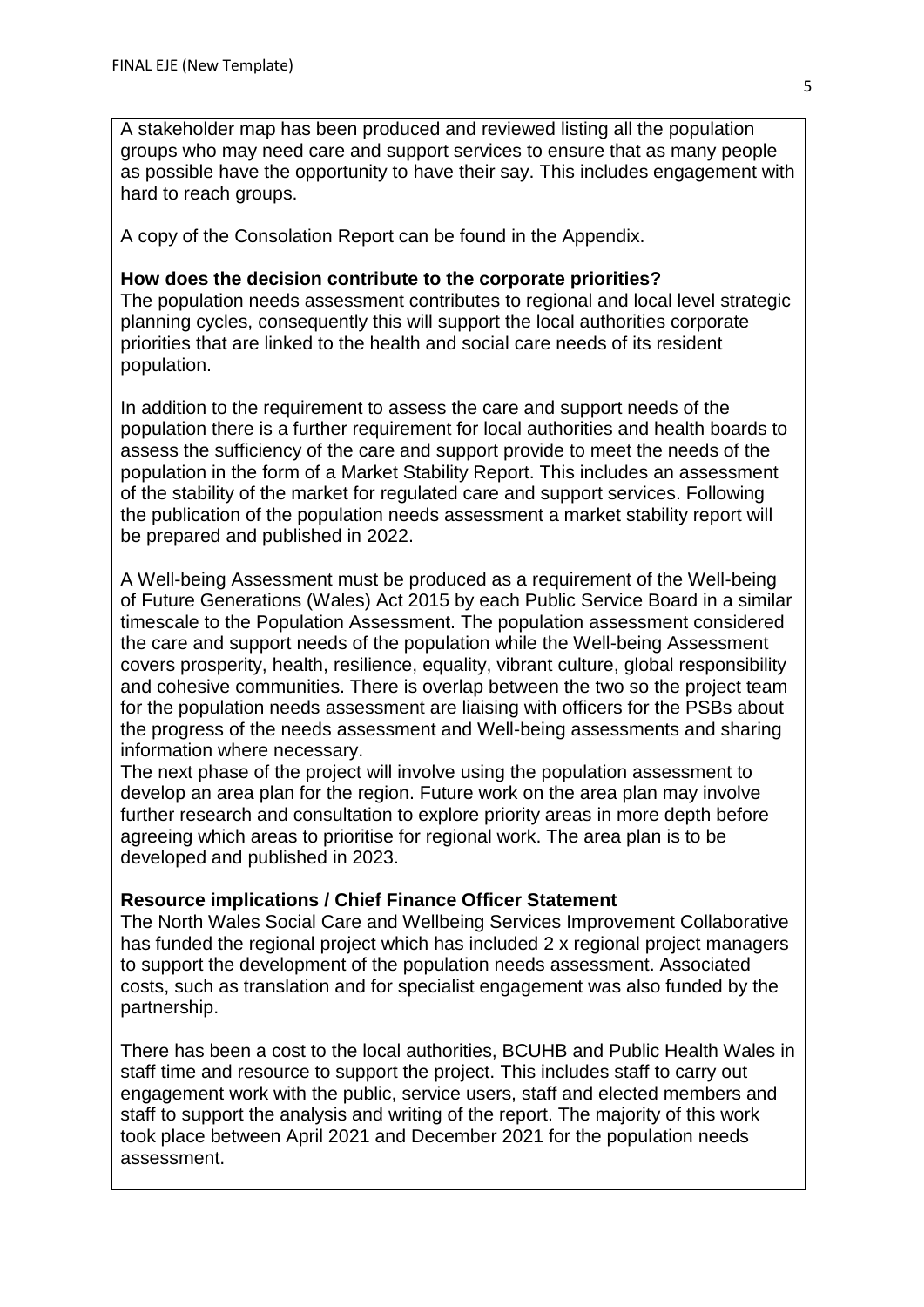A stakeholder map has been produced and reviewed listing all the population groups who may need care and support services to ensure that as many people as possible have the opportunity to have their say. This includes engagement with hard to reach groups.

A copy of the Consolation Report can be found in the Appendix.

**How does the decision contribute to the corporate priorities?**

The population needs assessment contributes to regional and local level strategic planning cycles, consequently this will support the local authorities corporate priorities that are linked to the health and social care needs of its resident population.

In addition to the requirement to assess the care and support needs of the population there is a further requirement for local authorities and health boards to assess the sufficiency of the care and support provide to meet the needs of the population in the form of a Market Stability Report. This includes an assessment of the stability of the market for regulated care and support services. Following the publication of the population needs assessment a market stability report will be prepared and published in 2022.

A Well-being Assessment must be produced as a requirement of the Well-being of Future Generations (Wales) Act 2015 by each Public Service Board in a similar timescale to the Population Assessment. The population assessment considered the care and support needs of the population while the Well-being Assessment covers prosperity, health, resilience, equality, vibrant culture, global responsibility and cohesive communities. There is overlap between the two so the project team for the population needs assessment are liaising with officers for the PSBs about the progress of the needs assessment and Well-being assessments and sharing information where necessary.

The next phase of the project will involve using the population assessment to develop an area plan for the region. Future work on the area plan may involve further research and consultation to explore priority areas in more depth before agreeing which areas to prioritise for regional work. The area plan is to be developed and published in 2023.

**Resource implications / Chief Finance Officer Statement**

The North Wales Social Care and Wellbeing Services Improvement Collaborative has funded the regional project which has included 2 x regional project managers to support the development of the population needs assessment. Associated costs, such as translation and for specialist engagement was also funded by the partnership.

There has been a cost to the local authorities, BCUHB and Public Health Wales in staff time and resource to support the project. This includes staff to carry out engagement work with the public, service users, staff and elected members and staff to support the analysis and writing of the report. The majority of this work took place between April 2021 and December 2021 for the population needs assessment.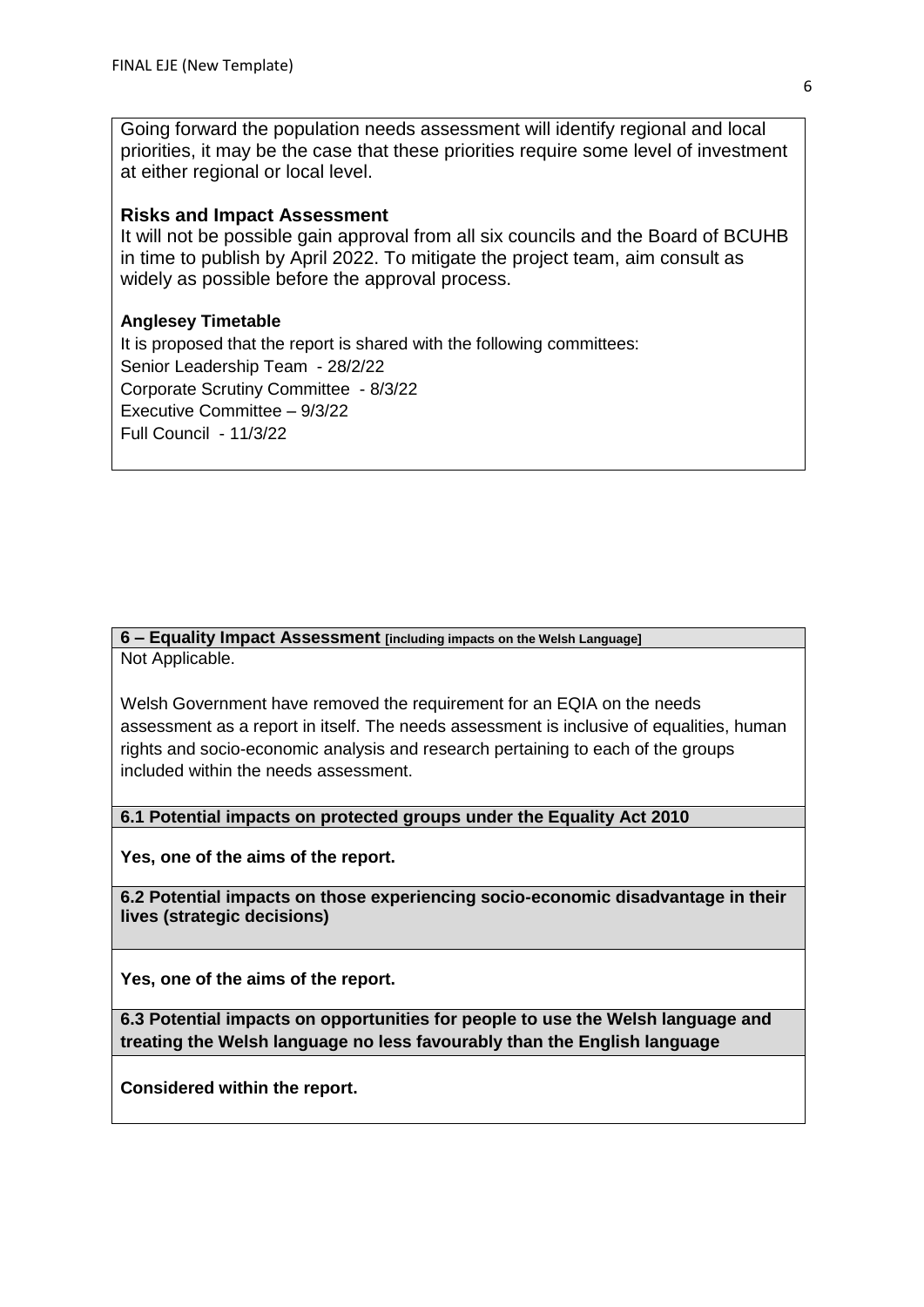Going forward the population needs assessment will identify regional and local priorities, it may be the case that these priorities require some level of investment at either regional or local level.

**Risks and Impact Assessment**

It will not be possible gain approval from all six councils and the Board of BCUHB in time to publish by April 2022. To mitigate the project team, aim consult as widely as possible before the approval process.

**Anglesey Timetable**

It is proposed that the report is shared with the following committees:
Senior Leadership Team - 28/2/22
Corporate Scrutiny Committee - 8/3/22
Executive Committee – 9/3/22
Full Council - 11/3/22

## 6 – Equality Impact Assessment [including impacts on the Welsh Language]

Not Applicable.

Welsh Government have removed the requirement for an EQIA on the needs assessment as a report in itself. The needs assessment is inclusive of equalities, human rights and socio-economic analysis and research pertaining to each of the groups included within the needs assessment.

### 6.1 Potential impacts on protected groups under the Equality Act 2010

**Yes, one of the aims of the report.**

### 6.2 Potential impacts on those experiencing socio-economic disadvantage in their lives (strategic decisions)

**Yes, one of the aims of the report.**

### 6.3 Potential impacts on opportunities for people to use the Welsh language and treating the Welsh language no less favourably than the English language

**Considered within the report.**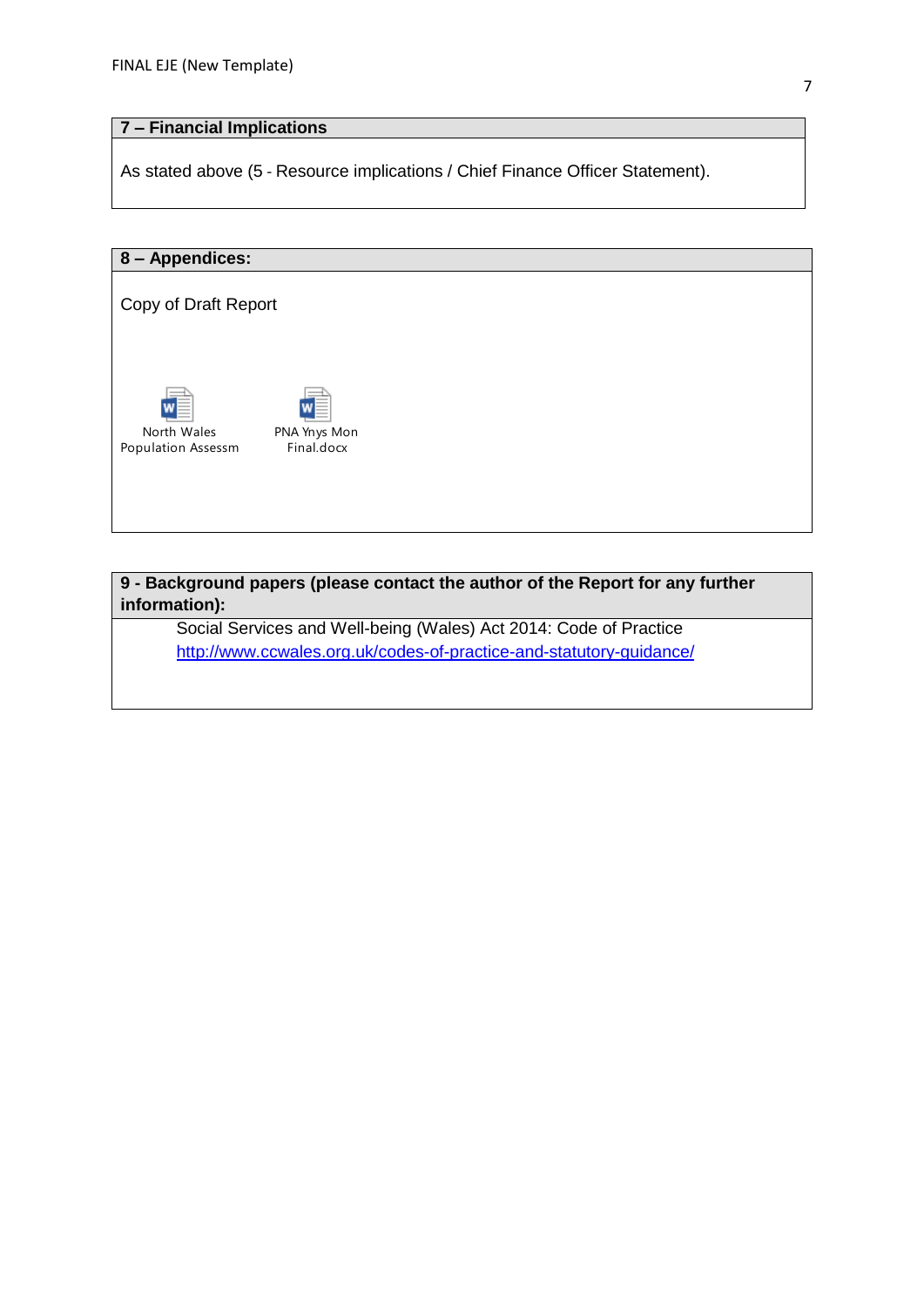## 7 – Financial Implications

As stated above (5 - Resource implications / Chief Finance Officer Statement).

## 8 – Appendices:

Copy of Draft Report

North Wales Population Assessm

PNA Ynys Mon Final.docx

## 9 - Background papers (please contact the author of the Report for any further information):

Social Services and Well-being (Wales) Act 2014: Code of Practice
http://www.ccwales.org.uk/codes-of-practice-and-statutory-guidance/